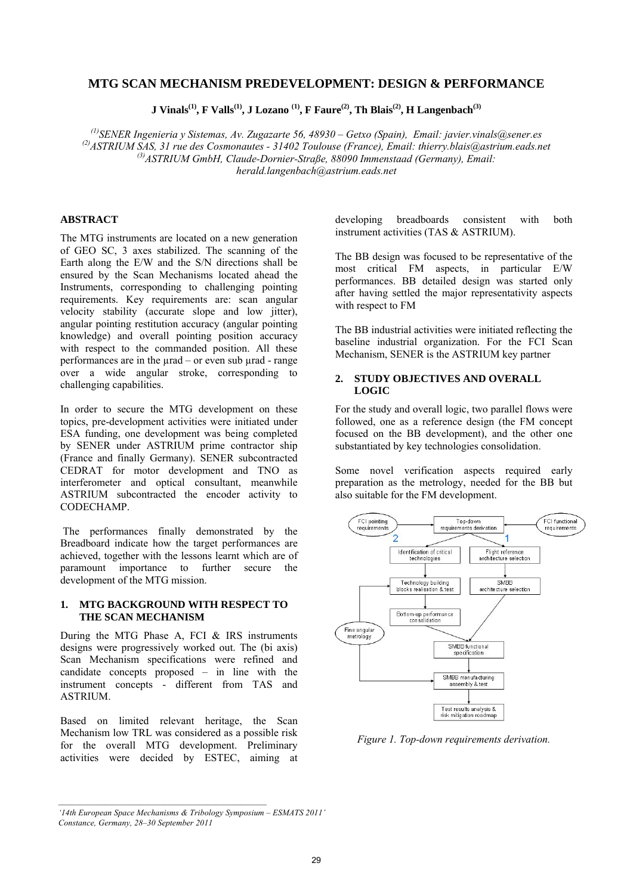# MTG SCAN MECHANISM PREDEVELOPMENT: DESIGN & PERFORMANCE

**J Vinals[1], F Valls[1], J Lozano [1], F Faure[2], Th Blais[2], H Langenbach[3]**

*[1] SENER Ingenieria y Sistemas, Av. Zugazarte 56, 48930 – Getxo (Spain), Email: javier.vinals@sener.es*
*[2] ASTRIUM SAS, 31 rue des Cosmonautes - 31402 Toulouse (France), Email: thierry.blais@astrium.eads.net*
*[3] ASTRIUM GmbH, Claude-Dornier-Straße, 88090 Immenstaad (Germany), Email: herald.langenbach@astrium.eads.net*

## ABSTRACT

The MTG instruments are located on a new generation of GEO SC, 3 axes stabilized. The scanning of the Earth along the E/W and the S/N directions shall be ensured by the Scan Mechanisms located ahead the Instruments, corresponding to challenging pointing requirements. Key requirements are: scan angular velocity stability (accurate slope and low jitter), angular pointing restitution accuracy (angular pointing knowledge) and overall pointing position accuracy with respect to the commanded position. All these performances are in the µrad – or even sub µrad - range over a wide angular stroke, corresponding to challenging capabilities.

In order to secure the MTG development on these topics, pre-development activities were initiated under ESA funding, one development was being completed by SENER under ASTRIUM prime contractor ship (France and finally Germany). SENER subcontracted CEDRAT for motor development and TNO as interferometer and optical consultant, meanwhile ASTRIUM subcontracted the encoder activity to CODECHAMP.

The performances finally demonstrated by the Breadboard indicate how the target performances are achieved, together with the lessons learnt which are of paramount importance to further secure the development of the MTG mission.

## 1. MTG BACKGROUND WITH RESPECT TO THE SCAN MECHANISM

During the MTG Phase A, FCI & IRS instruments designs were progressively worked out. The (bi axis) Scan Mechanism specifications were refined and candidate concepts proposed – in line with the instrument concepts - different from TAS and ASTRIUM.

Based on limited relevant heritage, the Scan Mechanism low TRL was considered as a possible risk for the overall MTG development. Preliminary activities were decided by ESTEC, aiming at developing breadboards consistent with both instrument activities (TAS & ASTRIUM).

The BB design was focused to be representative of the most critical FM aspects, in particular E/W performances. BB detailed design was started only after having settled the major representativity aspects with respect to FM

The BB industrial activities were initiated reflecting the baseline industrial organization. For the FCI Scan Mechanism, SENER is the ASTRIUM key partner

## 2. STUDY OBJECTIVES AND OVERALL LOGIC

For the study and overall logic, two parallel flows were followed, one as a reference design (the FM concept focused on the BB development), and the other one substantiated by key technologies consolidation.

Some novel verification aspects required early preparation as the metrology, needed for the BB but also suitable for the FM development.

*Figure 1. Top-down requirements derivation.*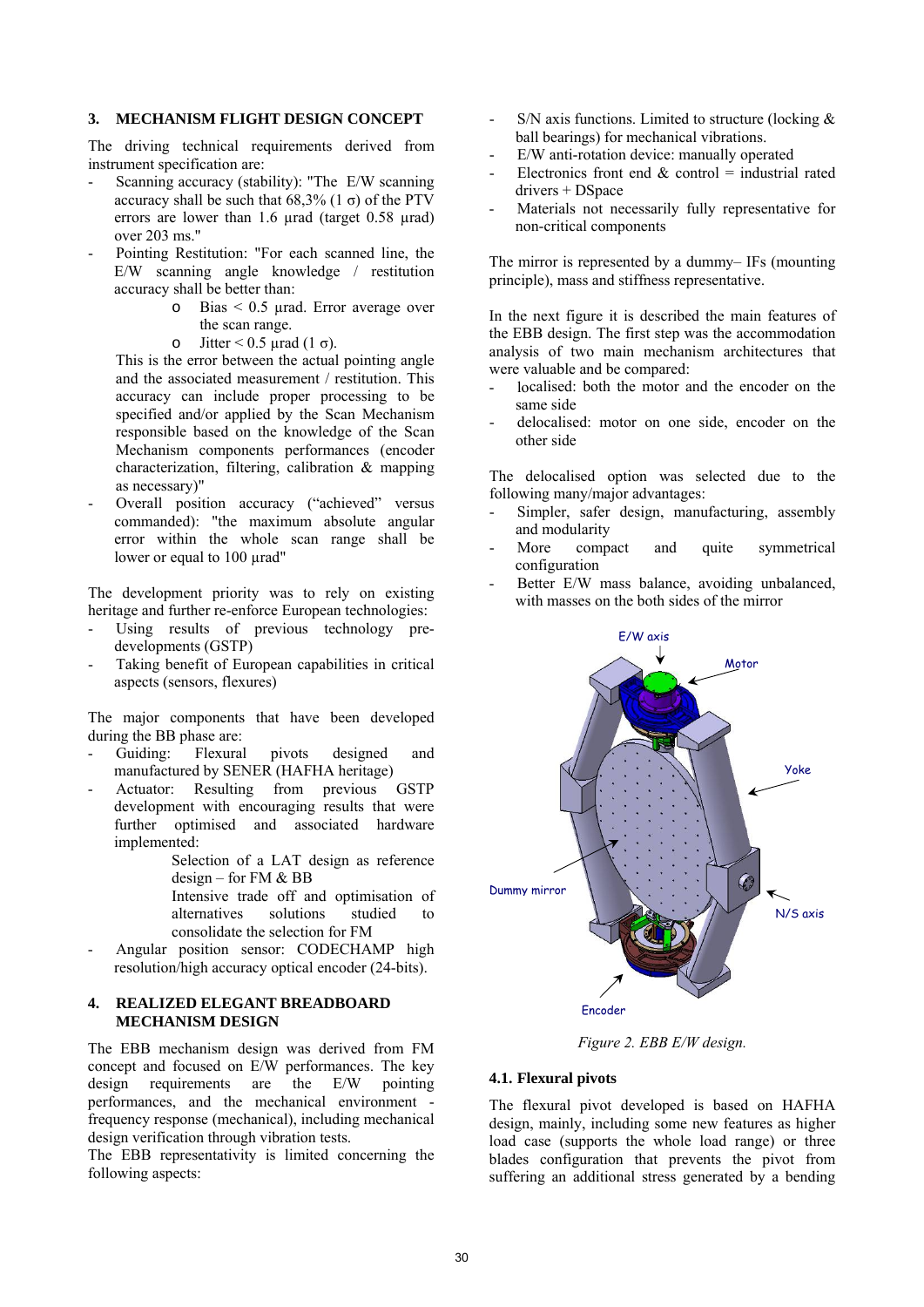## 3. MECHANISM FLIGHT DESIGN CONCEPT

The driving technical requirements derived from instrument specification are:

- Scanning accuracy (stability): "The E/W scanning accuracy shall be such that 68,3% (1 σ) of the PTV errors are lower than 1.6 µrad (target 0.58 µrad) over 203 ms."
- Pointing Restitution: "For each scanned line, the E/W scanning angle knowledge / restitution accuracy shall be better than:
  - Bias < 0.5 µrad. Error average over the scan range.
  - Jitter < 0.5 µrad (1 σ).

  This is the error between the actual pointing angle and the associated measurement / restitution. This accuracy can include proper processing to be specified and/or applied by the Scan Mechanism responsible based on the knowledge of the Scan Mechanism components performances (encoder characterization, filtering, calibration & mapping as necessary)"
- Overall position accuracy ("achieved" versus commanded): "the maximum absolute angular error within the whole scan range shall be lower or equal to 100 µrad"

The development priority was to rely on existing heritage and further re-enforce European technologies:

- Using results of previous technology pre-developments (GSTP)
- Taking benefit of European capabilities in critical aspects (sensors, flexures)

The major components that have been developed during the BB phase are:

- Guiding: Flexural pivots designed and manufactured by SENER (HAFHA heritage)
- Actuator: Resulting from previous GSTP development with encouraging results that were further optimised and associated hardware implemented:
  - Selection of a LAT design as reference design – for FM & BB
  - Intensive trade off and optimisation of alternatives solutions studied to consolidate the selection for FM
- Angular position sensor: CODECHAMP high resolution/high accuracy optical encoder (24-bits).

## 4. REALIZED ELEGANT BREADBOARD MECHANISM DESIGN

The EBB mechanism design was derived from FM concept and focused on E/W performances. The key design requirements are the E/W pointing performances, and the mechanical environment - frequency response (mechanical), including mechanical design verification through vibration tests.

The EBB representativity is limited concerning the following aspects:

- S/N axis functions. Limited to structure (locking & ball bearings) for mechanical vibrations.
- E/W anti-rotation device: manually operated
- Electronics front end & control = industrial rated drivers + DSpace
- Materials not necessarily fully representative for non-critical components

The mirror is represented by a dummy– IFs (mounting principle), mass and stiffness representative.

In the next figure it is described the main features of the EBB design. The first step was the accommodation analysis of two main mechanism architectures that were valuable and be compared:

- localised: both the motor and the encoder on the same side
- delocalised: motor on one side, encoder on the other side

The delocalised option was selected due to the following many/major advantages:

- Simpler, safer design, manufacturing, assembly and modularity
- More compact and quite symmetrical configuration
- Better E/W mass balance, avoiding unbalanced, with masses on the both sides of the mirror

*Figure 2. EBB E/W design.*

### 4.1. Flexural pivots

The flexural pivot developed is based on HAFHA design, mainly, including some new features as higher load case (supports the whole load range) or three blades configuration that prevents the pivot from suffering an additional stress generated by a bending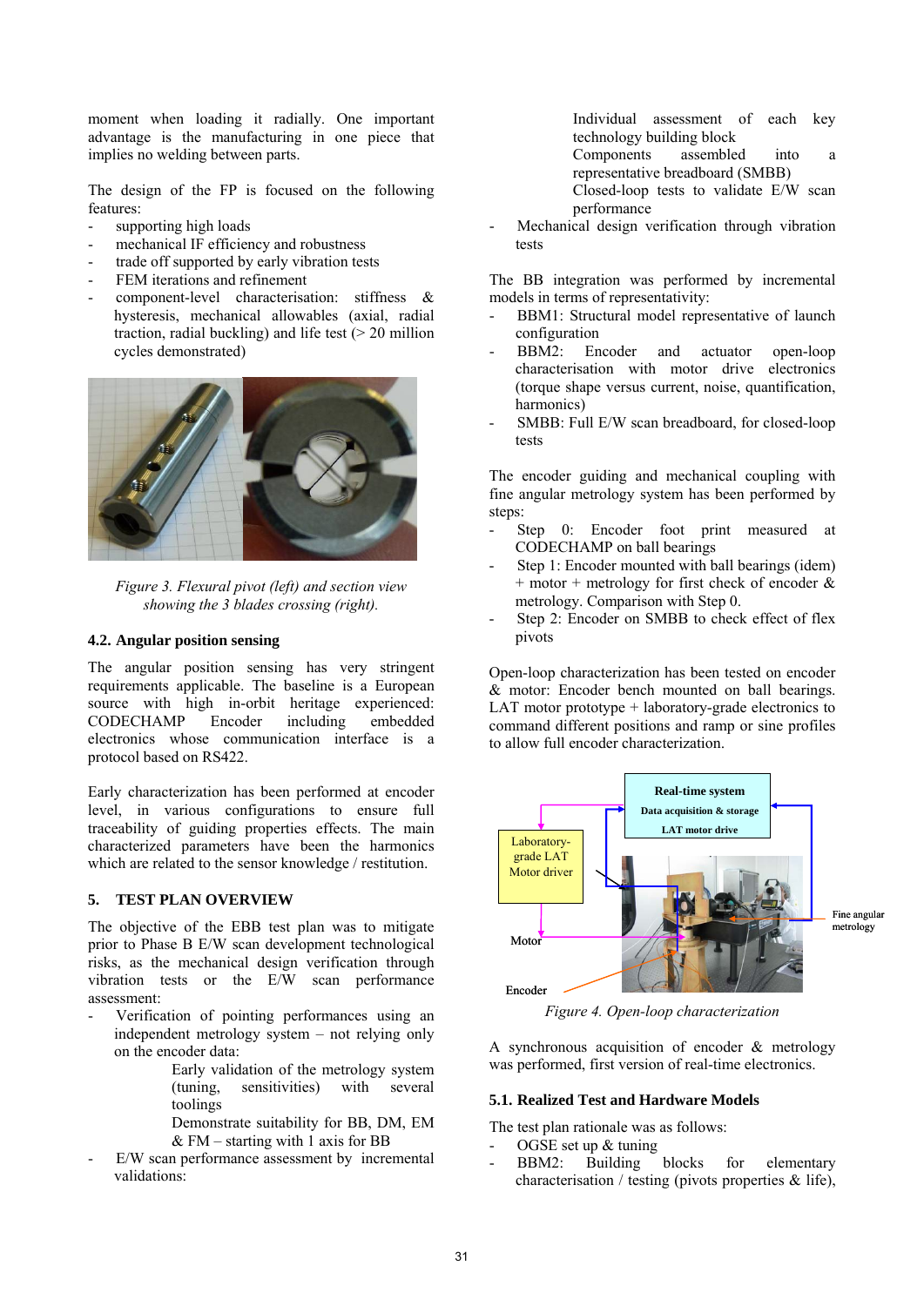moment when loading it radially. One important advantage is the manufacturing in one piece that implies no welding between parts.

The design of the FP is focused on the following features:

- supporting high loads
- mechanical IF efficiency and robustness
- trade off supported by early vibration tests
- FEM iterations and refinement
- component-level characterisation: stiffness & hysteresis, mechanical allowables (axial, radial traction, radial buckling) and life test (> 20 million cycles demonstrated)

*Figure 3. Flexural pivot (left) and section view showing the 3 blades crossing (right).*

### 4.2. Angular position sensing

The angular position sensing has very stringent requirements applicable. The baseline is a European source with high in-orbit heritage experienced: CODECHAMP Encoder including embedded electronics whose communication interface is a protocol based on RS422.

Early characterization has been performed at encoder level, in various configurations to ensure full traceability of guiding properties effects. The main characterized parameters have been the harmonics which are related to the sensor knowledge / restitution.

## 5. TEST PLAN OVERVIEW

The objective of the EBB test plan was to mitigate prior to Phase B E/W scan development technological risks, as the mechanical design verification through vibration tests or the E/W scan performance assessment:

- Verification of pointing performances using an independent metrology system – not relying only on the encoder data:
  - Early validation of the metrology system (tuning, sensitivities) with several toolings
  - Demonstrate suitability for BB, DM, EM & FM – starting with 1 axis for BB
- E/W scan performance assessment by incremental validations:
  - Individual assessment of each key technology building block
  - Components assembled into a representative breadboard (SMBB)
  - Closed-loop tests to validate E/W scan performance
- Mechanical design verification through vibration tests

The BB integration was performed by incremental models in terms of representativity:

- BBM1: Structural model representative of launch configuration
- BBM2: Encoder and actuator open-loop characterisation with motor drive electronics (torque shape versus current, noise, quantification, harmonics)
- SMBB: Full E/W scan breadboard, for closed-loop tests

The encoder guiding and mechanical coupling with fine angular metrology system has been performed by steps:

- Step 0: Encoder foot print measured at CODECHAMP on ball bearings
- Step 1: Encoder mounted with ball bearings (idem) + motor + metrology for first check of encoder & metrology. Comparison with Step 0.
- Step 2: Encoder on SMBB to check effect of flex pivots

Open-loop characterization has been tested on encoder & motor: Encoder bench mounted on ball bearings. LAT motor prototype + laboratory-grade electronics to command different positions and ramp or sine profiles to allow full encoder characterization.

*Figure 4. Open-loop characterization*

A synchronous acquisition of encoder & metrology was performed, first version of real-time electronics.

### 5.1. Realized Test and Hardware Models

The test plan rationale was as follows:

- OGSE set up & tuning
- BBM2: Building blocks for elementary characterisation / testing (pivots properties & life),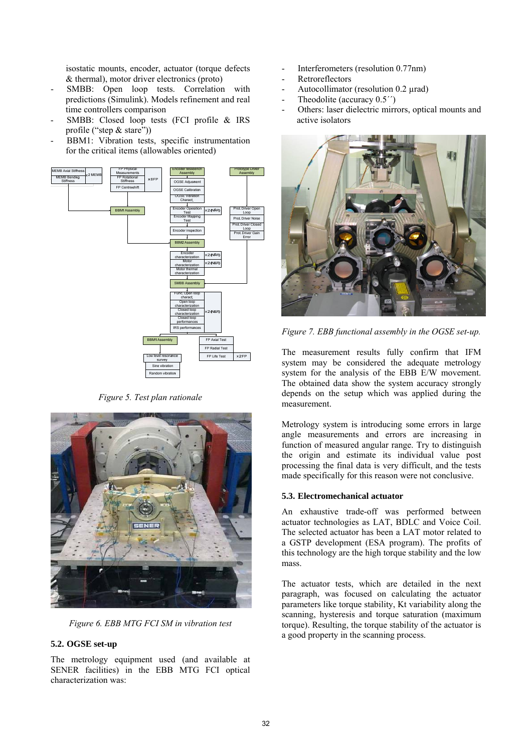isostatic mounts, encoder, actuator (torque defects & thermal), motor driver electronics (proto)

- SMBB: Open loop tests. Correlation with predictions (Simulink). Models refinement and real time controllers comparison
- SMBB: Closed loop tests (FCI profile & IRS profile ("step & stare"))
- BBM1: Vibration tests, specific instrumentation for the critical items (allowables oriented)

*Figure 5. Test plan rationale*

*Figure 6. EBB MTG FCI SM in vibration test*

### 5.2. OGSE set-up

The metrology equipment used (and available at SENER facilities) in the EBB MTG FCI optical characterization was:

- Interferometers (resolution 0.77nm)
- Retroreflectors
- Autocollimator (resolution 0.2 μrad)
- Theodolite (accuracy 0.5´´)
- Others: laser dielectric mirrors, optical mounts and active isolators

*Figure 7. EBB functional assembly in the OGSE set-up.*

The measurement results fully confirm that IFM system may be considered the adequate metrology system for the analysis of the EBB E/W movement. The obtained data show the system accuracy strongly depends on the setup which was applied during the measurement.

Metrology system is introducing some errors in large angle measurements and errors are increasing in function of measured angular range. Try to distinguish the origin and estimate its individual value post processing the final data is very difficult, and the tests made specifically for this reason were not conclusive.

### 5.3. Electromechanical actuator

An exhaustive trade-off was performed between actuator technologies as LAT, BDLC and Voice Coil. The selected actuator has been a LAT motor related to a GSTP development (ESA program). The profits of this technology are the high torque stability and the low mass.

The actuator tests, which are detailed in the next paragraph, was focused on calculating the actuator parameters like torque stability, Kt variability along the scanning, hysteresis and torque saturation (maximum torque). Resulting, the torque stability of the actuator is a good property in the scanning process.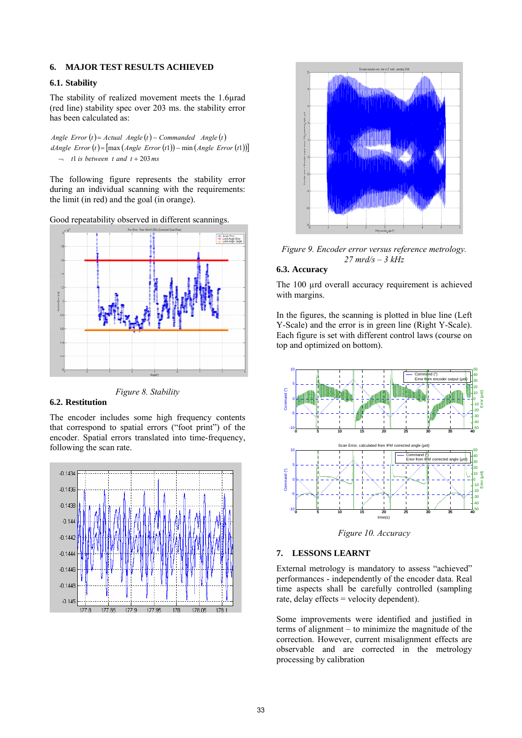## 6. MAJOR TEST RESULTS ACHIEVED

### 6.1. Stability

The stability of realized movement meets the 1.6µrad (red line) stability spec over 203 ms. the stability error has been calculated as:

$$Angle\ Error\ (t) = Actual\ \ Angle\ (t) - Commanded\ \ Angle\ (t)$$
$$dAngle\ Error\ (t) = [\max(Angle\ Error\ (t1)) - \min(Angle\ Error\ (t1))]$$
$$\neg\quad t1\ is\ between\ \ t\ and\ \ t + 203\, ms$$

The following figure represents the stability error during an individual scanning with the requirements: the limit (in red) and the goal (in orange).

Good repeatability observed in different scannings.

Figure 8. Stability

### 6.2. Restitution

The encoder includes some high frequency contents that correspond to spatial errors ("foot print") of the encoder. Spatial errors translated into time-frequency, following the scan rate.

*Figure 9. Encoder error versus reference metrology. 27 mrd/s – 3 kHz*

### 6.3. Accuracy

The 100 µrd overall accuracy requirement is achieved with margins.

In the figures, the scanning is plotted in blue line (Left Y-Scale) and the error is in green line (Right Y-Scale). Each figure is set with different control laws (course on top and optimized on bottom).

*Figure 10. Accuracy*

## 7. LESSONS LEARNT

External metrology is mandatory to assess "achieved" performances - independently of the encoder data. Real time aspects shall be carefully controlled (sampling rate, delay effects = velocity dependent).

Some improvements were identified and justified in terms of alignment – to minimize the magnitude of the correction. However, current misalignment effects are observable and are corrected in the metrology processing by calibration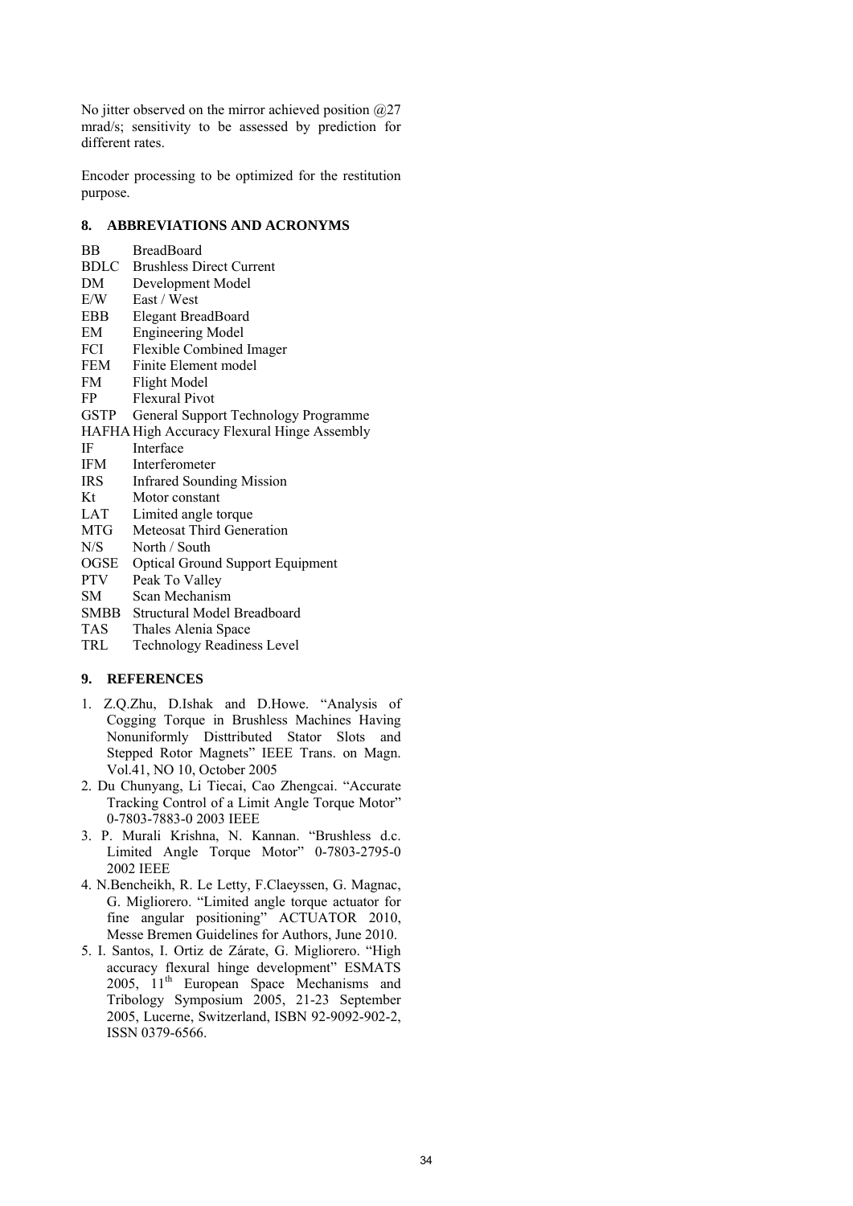No jitter observed on the mirror achieved position @27 mrad/s; sensitivity to be assessed by prediction for different rates.

Encoder processing to be optimized for the restitution purpose.

## 8. ABBREVIATIONS AND ACRONYMS

| | |
|---|---|
| BB | BreadBoard |
| BDLC | Brushless Direct Current |
| DM | Development Model |
| E/W | East / West |
| EBB | Elegant BreadBoard |
| EM | Engineering Model |
| FCI | Flexible Combined Imager |
| FEM | Finite Element model |
| FM | Flight Model |
| FP | Flexural Pivot |
| GSTP | General Support Technology Programme |
| HAFHA | High Accuracy Flexural Hinge Assembly |
| IF | Interface |
| IFM | Interferometer |
| IRS | Infrared Sounding Mission |
| Kt | Motor constant |
| LAT | Limited angle torque |
| MTG | Meteosat Third Generation |
| N/S | North / South |
| OGSE | Optical Ground Support Equipment |
| PTV | Peak To Valley |
| SM | Scan Mechanism |
| SMBB | Structural Model Breadboard |
| TAS | Thales Alenia Space |
| TRL | Technology Readiness Level |

## 9. REFERENCES

1. Z.Q.Zhu, D.Ishak and D.Howe. "Analysis of Cogging Torque in Brushless Machines Having Nonuniformly Disttributed Stator Slots and Stepped Rotor Magnets" IEEE Trans. on Magn. Vol.41, NO 10, October 2005
2. Du Chunyang, Li Tiecai, Cao Zhengcai. "Accurate Tracking Control of a Limit Angle Torque Motor" 0-7803-7883-0 2003 IEEE
3. P. Murali Krishna, N. Kannan. "Brushless d.c. Limited Angle Torque Motor" 0-7803-2795-0 2002 IEEE
4. N.Bencheikh, R. Le Letty, F.Claeyssen, G. Magnac, G. Migliorero. "Limited angle torque actuator for fine angular positioning" ACTUATOR 2010, Messe Bremen Guidelines for Authors, June 2010.
5. I. Santos, I. Ortiz de Zárate, G. Migliorero. "High accuracy flexural hinge development" ESMATS 2005, 11th European Space Mechanisms and Tribology Symposium 2005, 21-23 September 2005, Lucerne, Switzerland, ISBN 92-9092-902-2, ISSN 0379-6566.